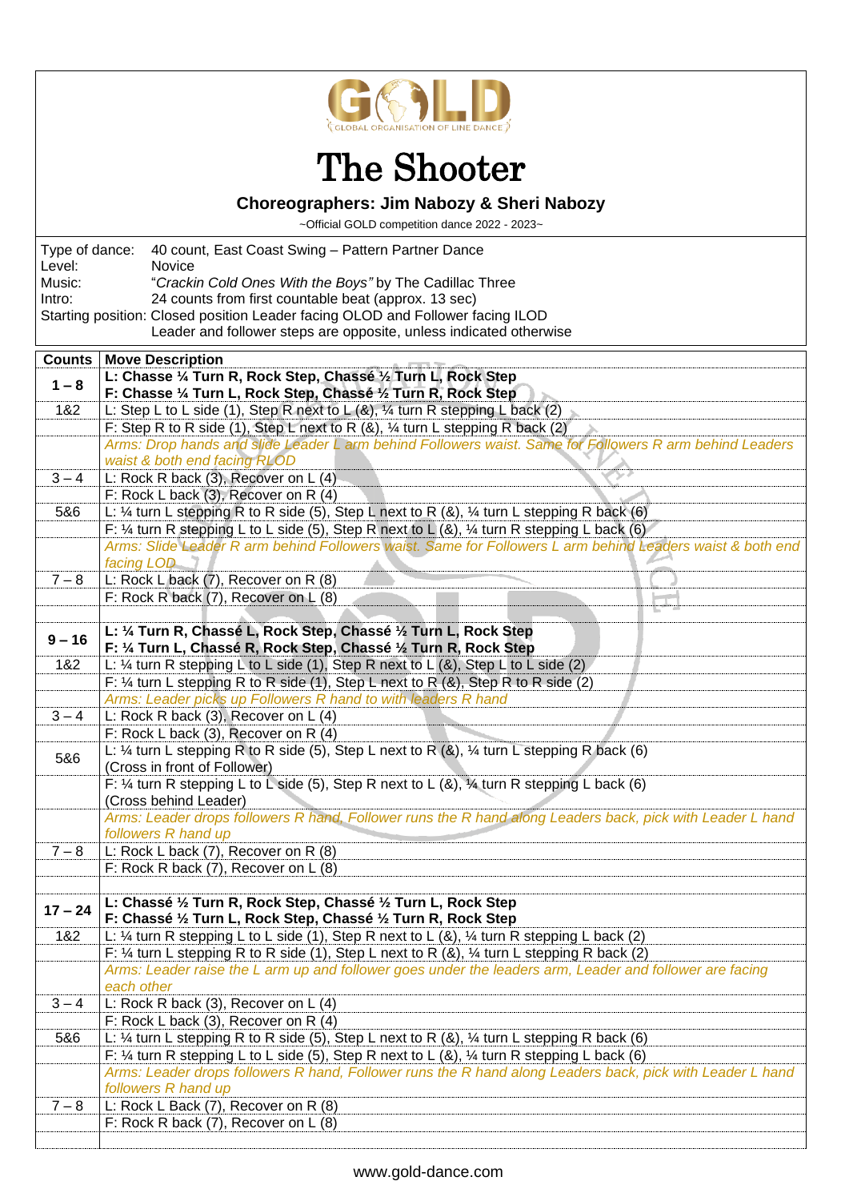GOLD — GLOBAL ORGANISATION OF LINE DANCE

# The Shooter

**Choreographers: Jim Nabozy & Sheri Nabozy**

~Official GOLD competition dance 2022 - 2023~

Type of dance: 40 count, East Coast Swing – Pattern Partner Dance
Level: Novice
Music: "*Crackin Cold Ones With the Boys"* by The Cadillac Three
Intro: 24 counts from first countable beat (approx. 13 sec)
Starting position: Closed position Leader facing OLOD and Follower facing ILOD
Leader and follower steps are opposite, unless indicated otherwise

| Counts | Move Description |
|---|---|
| **1 – 8** | **L: Chasse ¼ Turn R, Rock Step, Chassé ½ Turn L, Rock Step**<br>**F: Chasse ¼ Turn L, Rock Step, Chassé ½ Turn R, Rock Step** |
| 1&2 | L: Step L to L side (1), Step R next to L (&), ¼ turn R stepping L back (2) |
| | F: Step R to R side (1), Step L next to R (&), ¼ turn L stepping R back (2) |
| | *Arms: Drop hands and slide Leader L arm behind Followers waist. Same for Followers R arm behind Leaders waist & both end facing RLOD* |
| 3 – 4 | L: Rock R back (3), Recover on L (4) |
| | F: Rock L back (3), Recover on R (4) |
| 5&6 | L: ¼ turn L stepping R to R side (5), Step L next to R (&), ¼ turn L stepping R back (6) |
| | F: ¼ turn R stepping L to L side (5), Step R next to L (&), ¼ turn R stepping L back (6) |
| | *Arms: Slide Leader R arm behind Followers waist. Same for Followers L arm behind Leaders waist & both end facing LOD* |
| 7 – 8 | L: Rock L back (7), Recover on R (8) |
| | F: Rock R back (7), Recover on L (8) |
| | |
| **9 – 16** | **L: ¼ Turn R, Chassé L, Rock Step, Chassé ½ Turn L, Rock Step**<br>**F: ¼ Turn L, Chassé R, Rock Step, Chassé ½ Turn R, Rock Step** |
| 1&2 | L: ¼ turn R stepping L to L side (1), Step R next to L (&), Step L to L side (2) |
| | F: ¼ turn L stepping R to R side (1), Step L next to R (&), Step R to R side (2) |
| | *Arms: Leader picks up Followers R hand to with leaders R hand* |
| 3 – 4 | L: Rock R back (3), Recover on L (4) |
| | F: Rock L back (3), Recover on R (4) |
| 5&6 | L: ¼ turn L stepping R to R side (5), Step L next to R (&), ¼ turn L stepping R back (6) (Cross in front of Follower) |
| | F: ¼ turn R stepping L to L side (5), Step R next to L (&), ¼ turn R stepping L back (6) (Cross behind Leader) |
| | *Arms: Leader drops followers R hand, Follower runs the R hand along Leaders back, pick with Leader L hand followers R hand up* |
| 7 – 8 | L: Rock L back (7), Recover on R (8) |
| | F: Rock R back (7), Recover on L (8) |
| | |
| **17 – 24** | **L: Chassé ½ Turn R, Rock Step, Chassé ½ Turn L, Rock Step**<br>**F: Chassé ½ Turn L, Rock Step, Chassé ½ Turn R, Rock Step** |
| 1&2 | L: ¼ turn R stepping L to L side (1), Step R next to L (&), ¼ turn R stepping L back (2) |
| | F: ¼ turn L stepping R to R side (1), Step L next to R (&), ¼ turn L stepping R back (2) |
| | *Arms: Leader raise the L arm up and follower goes under the leaders arm, Leader and follower are facing each other* |
| 3 – 4 | L: Rock R back (3), Recover on L (4) |
| | F: Rock L back (3), Recover on R (4) |
| 5&6 | L: ¼ turn L stepping R to R side (5), Step L next to R (&), ¼ turn L stepping R back (6) |
| | F: ¼ turn R stepping L to L side (5), Step R next to L (&), ¼ turn R stepping L back (6) |
| | *Arms: Leader drops followers R hand, Follower runs the R hand along Leaders back, pick with Leader L hand followers R hand up* |
| 7 – 8 | L: Rock L Back (7), Recover on R (8) |
| | F: Rock R back (7), Recover on L (8) |
| | |

www.gold-dance.com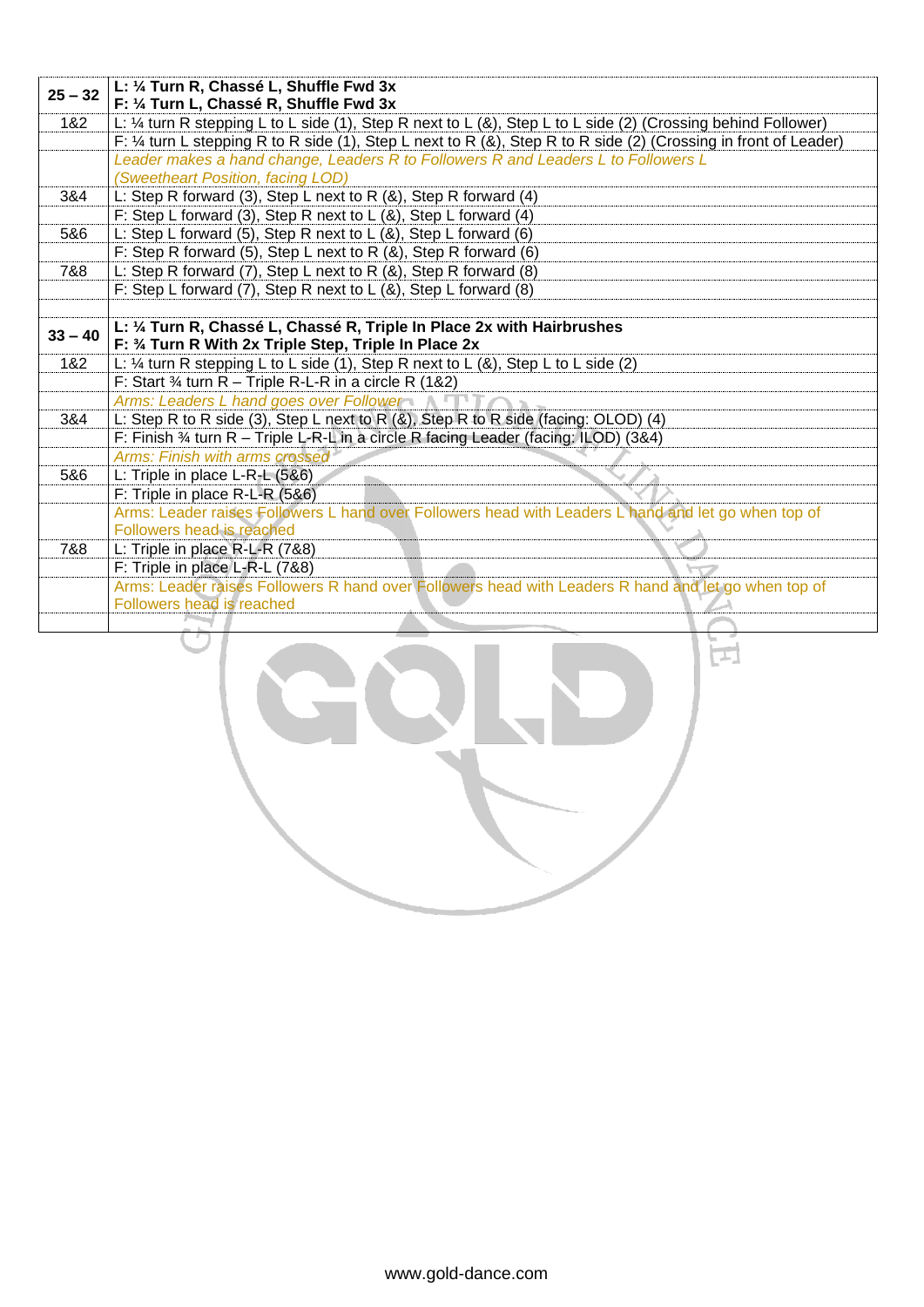| | |
|---|---|
| **25 – 32** | **L: ¼ Turn R, Chassé L, Shuffle Fwd 3x**<br>**F: ¼ Turn L, Chassé R, Shuffle Fwd 3x** |
| 1&2 | L: ¼ turn R stepping L to L side (1), Step R next to L (&), Step L to L side (2) (Crossing behind Follower) |
| | F: ¼ turn L stepping R to R side (1), Step L next to R (&), Step R to R side (2) (Crossing in front of Leader) |
| | *Leader makes a hand change, Leaders R to Followers R and Leaders L to Followers L (Sweetheart Position, facing LOD)* |
| 3&4 | L: Step R forward (3), Step L next to R (&), Step R forward (4) |
| | F: Step L forward (3), Step R next to L (&), Step L forward (4) |
| 5&6 | L: Step L forward (5), Step R next to L (&), Step L forward (6) |
| | F: Step R forward (5), Step L next to R (&), Step R forward (6) |
| 7&8 | L: Step R forward (7), Step L next to R (&), Step R forward (8) |
| | F: Step L forward (7), Step R next to L (&), Step L forward (8) |
| | |
| **33 – 40** | **L: ¼ Turn R, Chassé L, Chassé R, Triple In Place 2x with Hairbrushes**<br>**F: ¾ Turn R With 2x Triple Step, Triple In Place 2x** |
| 1&2 | L: ¼ turn R stepping L to L side (1), Step R next to L (&), Step L to L side (2) |
| | F: Start ¾ turn R – Triple R-L-R in a circle R (1&2) |
| | *Arms: Leaders L hand goes over Follower* |
| 3&4 | L: Step R to R side (3), Step L next to R (&), Step R to R side (facing: OLOD) (4) |
| | F: Finish ¾ turn R – Triple L-R-L in a circle R facing Leader (facing: ILOD) (3&4) |
| | *Arms: Finish with arms crossed* |
| 5&6 | L: Triple in place L-R-L (5&6) |
| | F: Triple in place R-L-R (5&6) |
| | Arms: Leader raises Followers L hand over Followers head with Leaders L hand and let go when top of Followers head is reached |
| 7&8 | L: Triple in place R-L-R (7&8) |
| | F: Triple in place L-R-L (7&8) |
| | Arms: Leader raises Followers R hand over Followers head with Leaders R hand and let go when top of Followers head is reached |
| | |